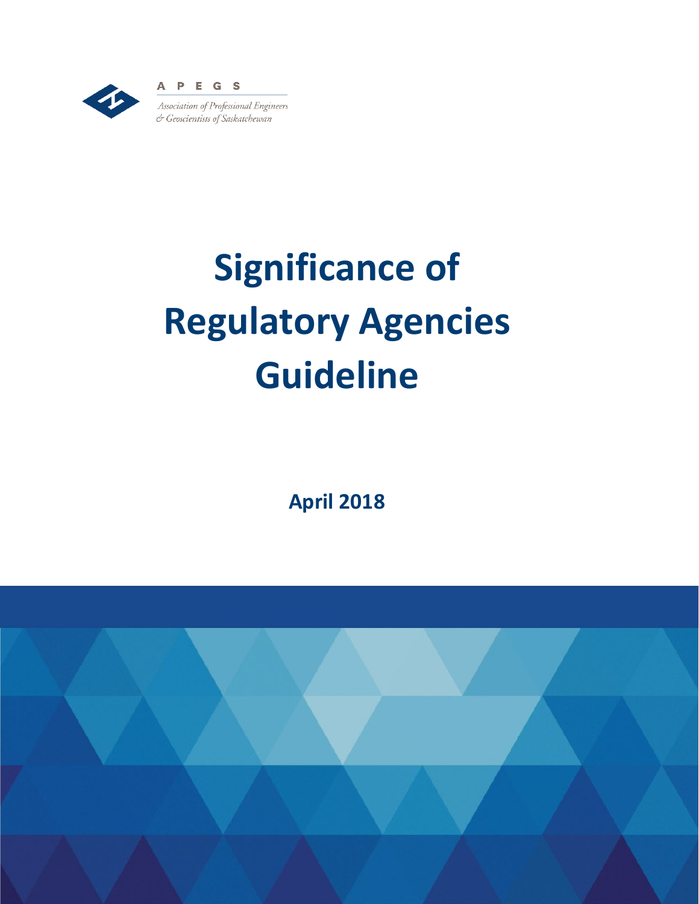A P E G S

*Association of Professional Engineers & Geoscientists of Saskatchewan*

# Significance of Regulatory Agencies Guideline

**April 2018**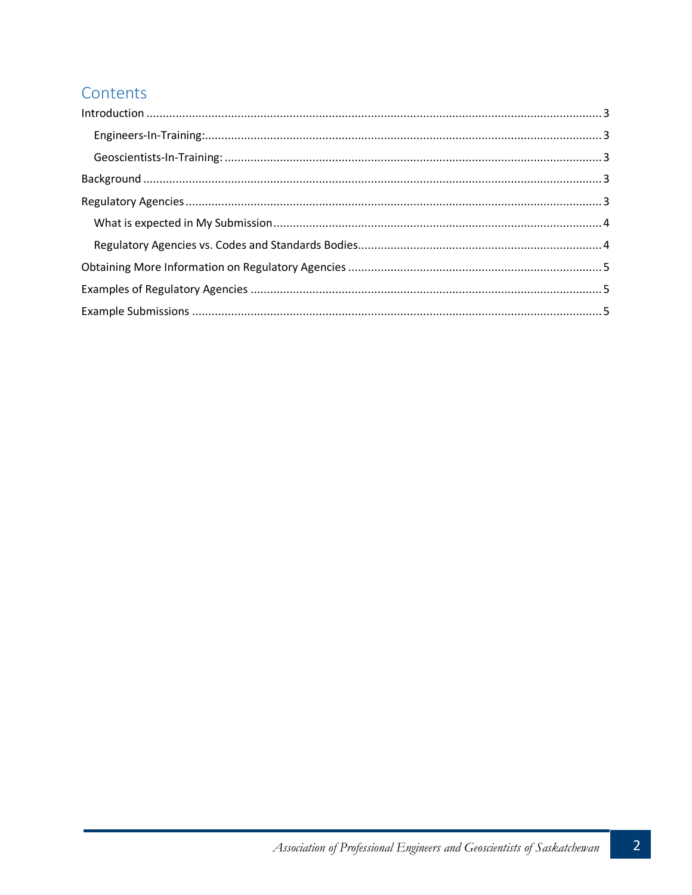# Contents

Introduction ............................................................................................................................................ 3

- Engineers-In-Training: ......................................................................................................................... 3
- Geoscientists-In-Training: ................................................................................................................... 3

Background ............................................................................................................................................. 3

Regulatory Agencies ................................................................................................................................ 3

- What is expected in My Submission ..................................................................................................... 4
- Regulatory Agencies vs. Codes and Standards Bodies ......................................................................... 4

Obtaining More Information on Regulatory Agencies ............................................................................. 5

Examples of Regulatory Agencies ............................................................................................................ 5

Example Submissions .............................................................................................................................. 5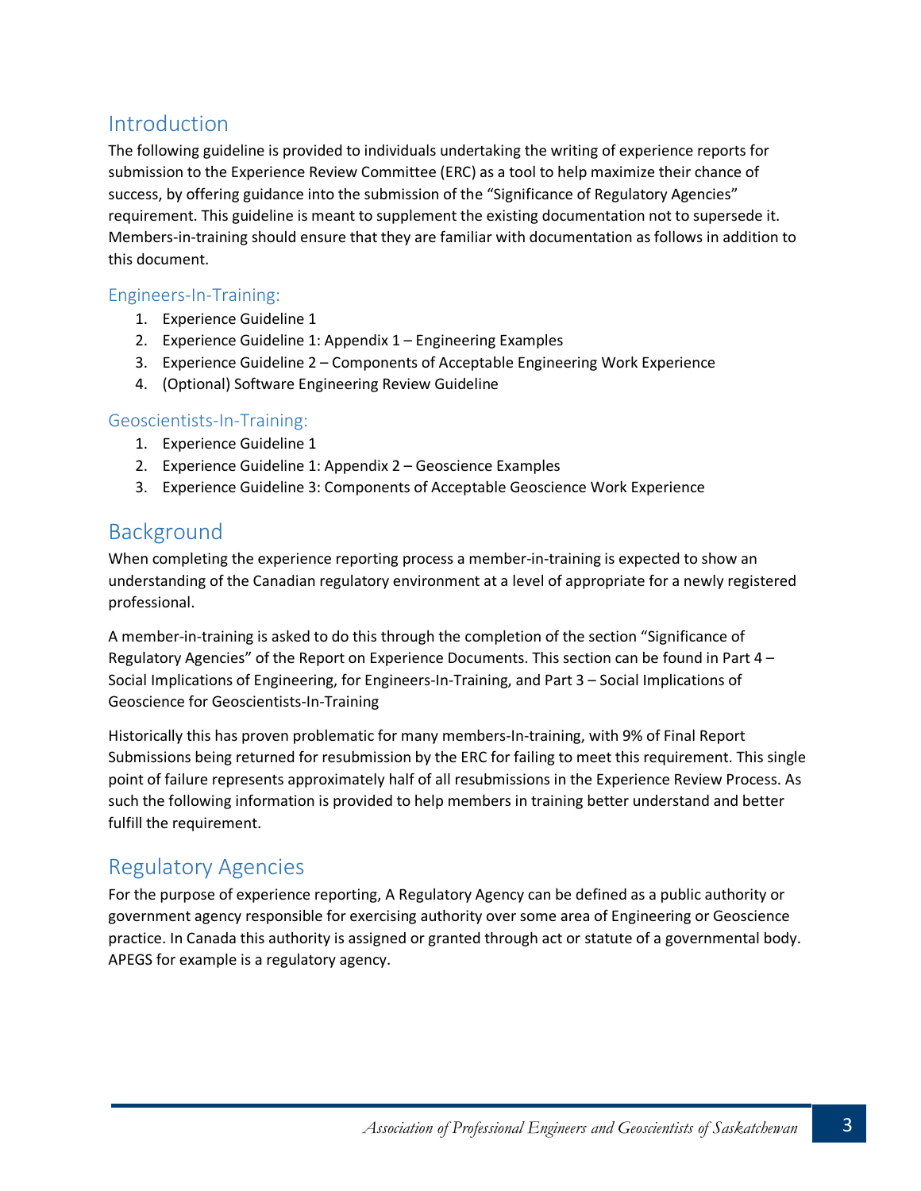## Introduction

The following guideline is provided to individuals undertaking the writing of experience reports for submission to the Experience Review Committee (ERC) as a tool to help maximize their chance of success, by offering guidance into the submission of the "Significance of Regulatory Agencies" requirement. This guideline is meant to supplement the existing documentation not to supersede it. Members-in-training should ensure that they are familiar with documentation as follows in addition to this document.

### Engineers-In-Training:

1. Experience Guideline 1
2. Experience Guideline 1: Appendix 1 – Engineering Examples
3. Experience Guideline 2 – Components of Acceptable Engineering Work Experience
4. (Optional) Software Engineering Review Guideline

### Geoscientists-In-Training:

1. Experience Guideline 1
2. Experience Guideline 1: Appendix 2 – Geoscience Examples
3. Experience Guideline 3: Components of Acceptable Geoscience Work Experience

## Background

When completing the experience reporting process a member-in-training is expected to show an understanding of the Canadian regulatory environment at a level of appropriate for a newly registered professional.

A member-in-training is asked to do this through the completion of the section "Significance of Regulatory Agencies" of the Report on Experience Documents. This section can be found in Part 4 – Social Implications of Engineering, for Engineers-In-Training, and Part 3 – Social Implications of Geoscience for Geoscientists-In-Training

Historically this has proven problematic for many members-In-training, with 9% of Final Report Submissions being returned for resubmission by the ERC for failing to meet this requirement. This single point of failure represents approximately half of all resubmissions in the Experience Review Process. As such the following information is provided to help members in training better understand and better fulfill the requirement.

## Regulatory Agencies

For the purpose of experience reporting, A Regulatory Agency can be defined as a public authority or government agency responsible for exercising authority over some area of Engineering or Geoscience practice. In Canada this authority is assigned or granted through act or statute of a governmental body. APEGS for example is a regulatory agency.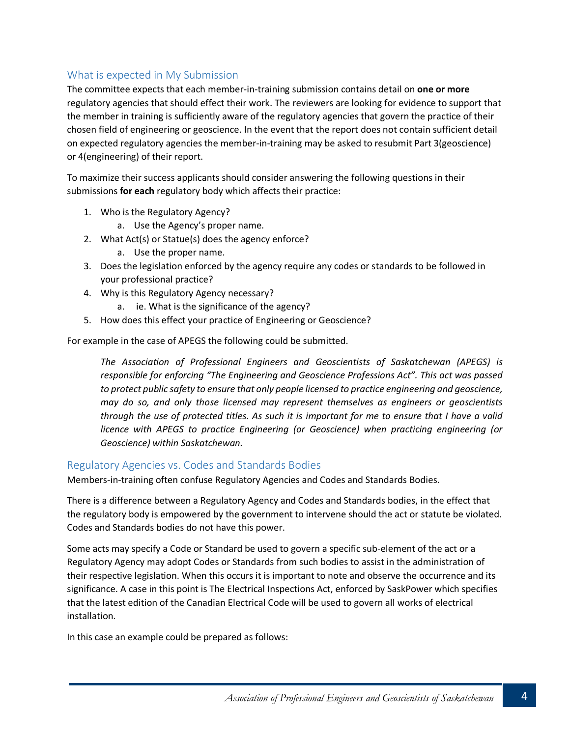## What is expected in My Submission

The committee expects that each member-in-training submission contains detail on **one or more** regulatory agencies that should effect their work. The reviewers are looking for evidence to support that the member in training is sufficiently aware of the regulatory agencies that govern the practice of their chosen field of engineering or geoscience. In the event that the report does not contain sufficient detail on expected regulatory agencies the member-in-training may be asked to resubmit Part 3(geoscience) or 4(engineering) of their report.

To maximize their success applicants should consider answering the following questions in their submissions **for each** regulatory body which affects their practice:

1. Who is the Regulatory Agency?
   a. Use the Agency's proper name.
2. What Act(s) or Statue(s) does the agency enforce?
   a. Use the proper name.
3. Does the legislation enforced by the agency require any codes or standards to be followed in your professional practice?
4. Why is this Regulatory Agency necessary?
   a. ie. What is the significance of the agency?
5. How does this effect your practice of Engineering or Geoscience?

For example in the case of APEGS the following could be submitted.

> *The Association of Professional Engineers and Geoscientists of Saskatchewan (APEGS) is responsible for enforcing "The Engineering and Geoscience Professions Act". This act was passed to protect public safety to ensure that only people licensed to practice engineering and geoscience, may do so, and only those licensed may represent themselves as engineers or geoscientists through the use of protected titles. As such it is important for me to ensure that I have a valid licence with APEGS to practice Engineering (or Geoscience) when practicing engineering (or Geoscience) within Saskatchewan.*

## Regulatory Agencies vs. Codes and Standards Bodies

Members-in-training often confuse Regulatory Agencies and Codes and Standards Bodies.

There is a difference between a Regulatory Agency and Codes and Standards bodies, in the effect that the regulatory body is empowered by the government to intervene should the act or statute be violated. Codes and Standards bodies do not have this power.

Some acts may specify a Code or Standard be used to govern a specific sub-element of the act or a Regulatory Agency may adopt Codes or Standards from such bodies to assist in the administration of their respective legislation. When this occurs it is important to note and observe the occurrence and its significance. A case in this point is The Electrical Inspections Act, enforced by SaskPower which specifies that the latest edition of the Canadian Electrical Code will be used to govern all works of electrical installation.

In this case an example could be prepared as follows: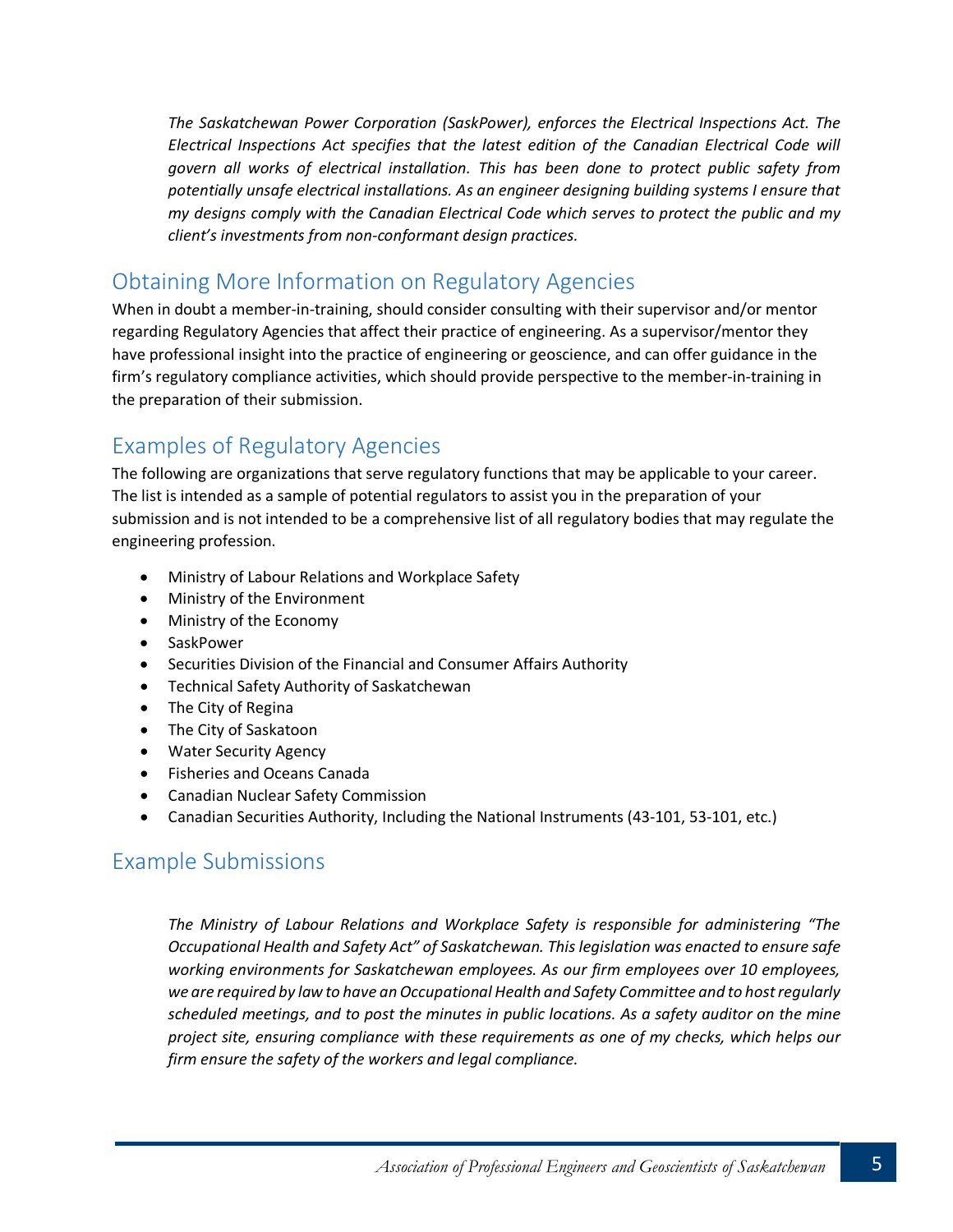*The Saskatchewan Power Corporation (SaskPower), enforces the Electrical Inspections Act. The Electrical Inspections Act specifies that the latest edition of the Canadian Electrical Code will govern all works of electrical installation. This has been done to protect public safety from potentially unsafe electrical installations. As an engineer designing building systems I ensure that my designs comply with the Canadian Electrical Code which serves to protect the public and my client's investments from non-conformant design practices.*

## Obtaining More Information on Regulatory Agencies

When in doubt a member-in-training, should consider consulting with their supervisor and/or mentor regarding Regulatory Agencies that affect their practice of engineering. As a supervisor/mentor they have professional insight into the practice of engineering or geoscience, and can offer guidance in the firm's regulatory compliance activities, which should provide perspective to the member-in-training in the preparation of their submission.

## Examples of Regulatory Agencies

The following are organizations that serve regulatory functions that may be applicable to your career. The list is intended as a sample of potential regulators to assist you in the preparation of your submission and is not intended to be a comprehensive list of all regulatory bodies that may regulate the engineering profession.

- Ministry of Labour Relations and Workplace Safety
- Ministry of the Environment
- Ministry of the Economy
- SaskPower
- Securities Division of the Financial and Consumer Affairs Authority
- Technical Safety Authority of Saskatchewan
- The City of Regina
- The City of Saskatoon
- Water Security Agency
- Fisheries and Oceans Canada
- Canadian Nuclear Safety Commission
- Canadian Securities Authority, Including the National Instruments (43-101, 53-101, etc.)

## Example Submissions

*The Ministry of Labour Relations and Workplace Safety is responsible for administering "The Occupational Health and Safety Act" of Saskatchewan. This legislation was enacted to ensure safe working environments for Saskatchewan employees. As our firm employees over 10 employees, we are required by law to have an Occupational Health and Safety Committee and to host regularly scheduled meetings, and to post the minutes in public locations. As a safety auditor on the mine project site, ensuring compliance with these requirements as one of my checks, which helps our firm ensure the safety of the workers and legal compliance.*